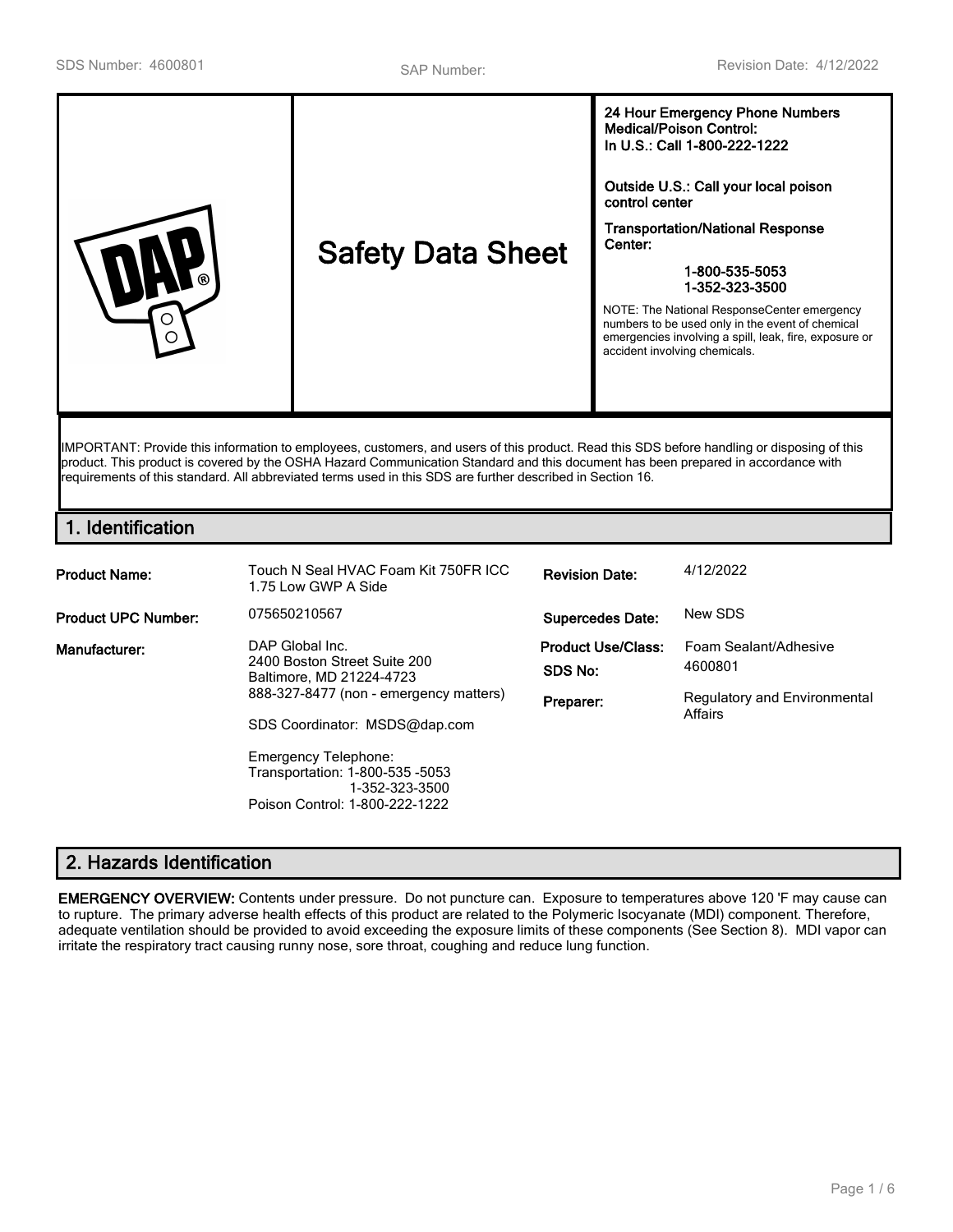SDS Number: 4600801 SAP Number: Revision Date: 4/12/2022

| | Safety Data Sheet | **24 Hour Emergency Phone Numbers Medical/Poison Control: In U.S.: Call 1-800-222-1222**<br><br>**Outside U.S.: Call your local poison control center**<br><br>**Transportation/National Response Center:**<br>**1-800-535-5053**<br>**1-352-323-3500**<br><br>NOTE: The National ResponseCenter emergency numbers to be used only in the event of chemical emergencies involving a spill, leak, fire, exposure or accident involving chemicals. |
|---|---|---|

IMPORTANT: Provide this information to employees, customers, and users of this product. Read this SDS before handling or disposing of this product. This product is covered by the OSHA Hazard Communication Standard and this document has been prepared in accordance with requirements of this standard. All abbreviated terms used in this SDS are further described in Section 16.

## 1. Identification

| | | | |
|---|---|---|---|
| **Product Name:** | Touch N Seal HVAC Foam Kit 750FR ICC 1.75 Low GWP A Side | **Revision Date:** | 4/12/2022 |
| **Product UPC Number:** | 075650210567 | **Supercedes Date:** | New SDS |
| **Manufacturer:** | DAP Global Inc.<br>2400 Boston Street Suite 200<br>Baltimore, MD 21224-4723<br>888-327-8477 (non - emergency matters)<br><br>SDS Coordinator: MSDS@dap.com<br><br>Emergency Telephone:<br>Transportation: 1-800-535 -5053<br>1-352-323-3500<br>Poison Control: 1-800-222-1222 | **Product Use/Class:**<br>**SDS No:**<br>**Preparer:** | Foam Sealant/Adhesive<br>4600801<br>Regulatory and Environmental Affairs |

## 2. Hazards Identification

**EMERGENCY OVERVIEW:** Contents under pressure. Do not puncture can. Exposure to temperatures above 120 'F may cause can to rupture. The primary adverse health effects of this product are related to the Polymeric Isocyanate (MDI) component. Therefore, adequate ventilation should be provided to avoid exceeding the exposure limits of these components (See Section 8). MDI vapor can irritate the respiratory tract causing runny nose, sore throat, coughing and reduce lung function.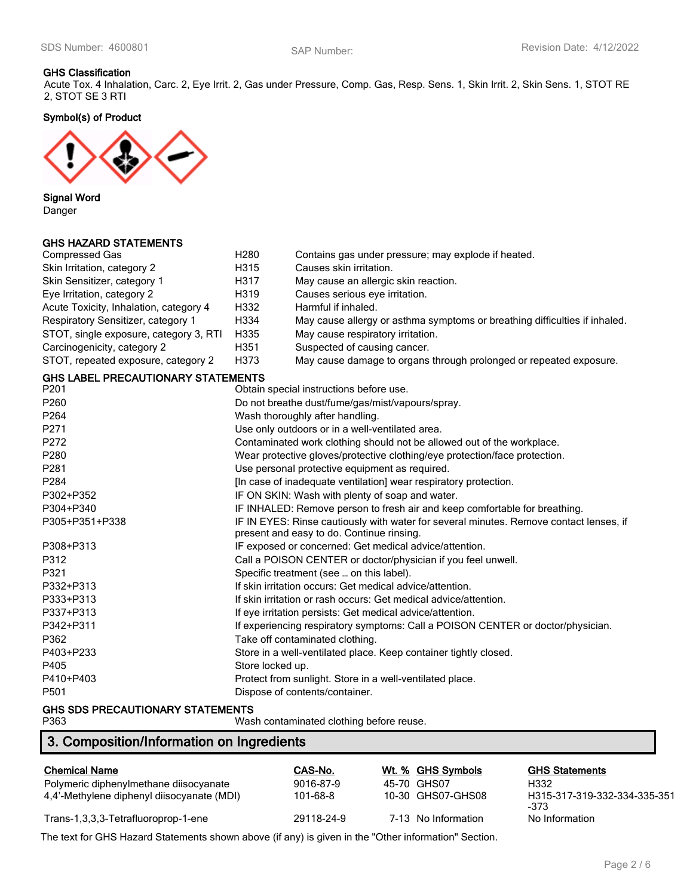**GHS Classification**

Acute Tox. 4 Inhalation, Carc. 2, Eye Irrit. 2, Gas under Pressure, Comp. Gas, Resp. Sens. 1, Skin Irrit. 2, Skin Sens. 1, STOT RE 2, STOT SE 3 RTI

**Symbol(s) of Product**

**Signal Word**

Danger

**GHS HAZARD STATEMENTS**

| | | |
|---|---|---|
| Compressed Gas | H280 | Contains gas under pressure; may explode if heated. |
| Skin Irritation, category 2 | H315 | Causes skin irritation. |
| Skin Sensitizer, category 1 | H317 | May cause an allergic skin reaction. |
| Eye Irritation, category 2 | H319 | Causes serious eye irritation. |
| Acute Toxicity, Inhalation, category 4 | H332 | Harmful if inhaled. |
| Respiratory Sensitizer, category 1 | H334 | May cause allergy or asthma symptoms or breathing difficulties if inhaled. |
| STOT, single exposure, category 3, RTI | H335 | May cause respiratory irritation. |
| Carcinogenicity, category 2 | H351 | Suspected of causing cancer. |
| STOT, repeated exposure, category 2 | H373 | May cause damage to organs through prolonged or repeated exposure. |

**GHS LABEL PRECAUTIONARY STATEMENTS**

| | |
|---|---|
| P201 | Obtain special instructions before use. |
| P260 | Do not breathe dust/fume/gas/mist/vapours/spray. |
| P264 | Wash thoroughly after handling. |
| P271 | Use only outdoors or in a well-ventilated area. |
| P272 | Contaminated work clothing should not be allowed out of the workplace. |
| P280 | Wear protective gloves/protective clothing/eye protection/face protection. |
| P281 | Use personal protective equipment as required. |
| P284 | [In case of inadequate ventilation] wear respiratory protection. |
| P302+P352 | IF ON SKIN: Wash with plenty of soap and water. |
| P304+P340 | IF INHALED: Remove person to fresh air and keep comfortable for breathing. |
| P305+P351+P338 | IF IN EYES: Rinse cautiously with water for several minutes. Remove contact lenses, if present and easy to do. Continue rinsing. |
| P308+P313 | IF exposed or concerned: Get medical advice/attention. |
| P312 | Call a POISON CENTER or doctor/physician if you feel unwell. |
| P321 | Specific treatment (see … on this label). |
| P332+P313 | If skin irritation occurs: Get medical advice/attention. |
| P333+P313 | If skin irritation or rash occurs: Get medical advice/attention. |
| P337+P313 | If eye irritation persists: Get medical advice/attention. |
| P342+P311 | If experiencing respiratory symptoms: Call a POISON CENTER or doctor/physician. |
| P362 | Take off contaminated clothing. |
| P403+P233 | Store in a well-ventilated place. Keep container tightly closed. |
| P405 | Store locked up. |
| P410+P403 | Protect from sunlight. Store in a well-ventilated place. |
| P501 | Dispose of contents/container. |

**GHS SDS PRECAUTIONARY STATEMENTS**

| | |
|---|---|
| P363 | Wash contaminated clothing before reuse. |

## 3. Composition/Information on Ingredients

| Chemical Name | CAS-No. | Wt. % | GHS Symbols | GHS Statements |
|---|---|---|---|---|
| Polymeric diphenylmethane diisocyanate | 9016-87-9 | 45-70 | GHS07 | H332 |
| 4,4'-Methylene diphenyl diisocyanate (MDI) | 101-68-8 | 10-30 | GHS07-GHS08 | H315-317-319-332-334-335-351-373 |
| Trans-1,3,3,3-Tetrafluoroprop-1-ene | 29118-24-9 | 7-13 | No Information | No Information |

The text for GHS Hazard Statements shown above (if any) is given in the "Other information" Section.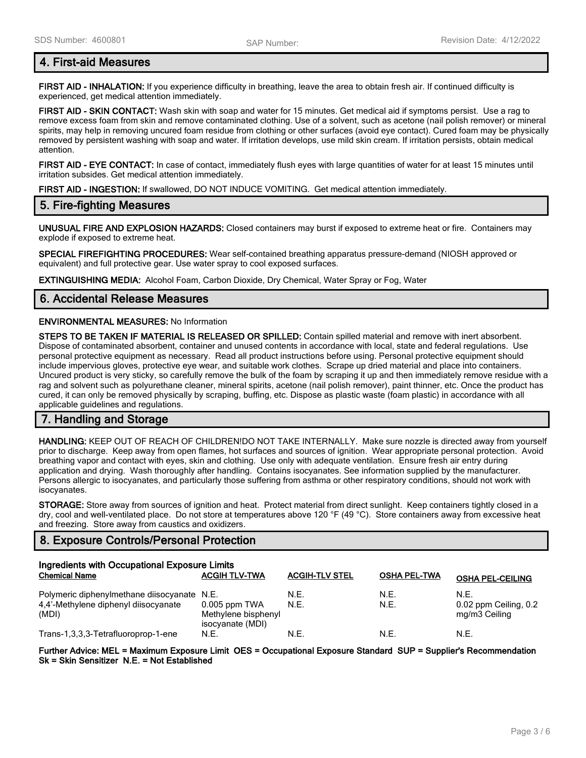## 4. First-aid Measures

**FIRST AID - INHALATION:** If you experience difficulty in breathing, leave the area to obtain fresh air. If continued difficulty is experienced, get medical attention immediately.

**FIRST AID - SKIN CONTACT:** Wash skin with soap and water for 15 minutes. Get medical aid if symptoms persist. Use a rag to remove excess foam from skin and remove contaminated clothing. Use of a solvent, such as acetone (nail polish remover) or mineral spirits, may help in removing uncured foam residue from clothing or other surfaces (avoid eye contact). Cured foam may be physically removed by persistent washing with soap and water. If irritation develops, use mild skin cream. If irritation persists, obtain medical attention.

**FIRST AID - EYE CONTACT:** In case of contact, immediately flush eyes with large quantities of water for at least 15 minutes until irritation subsides. Get medical attention immediately.

**FIRST AID - INGESTION:** If swallowed, DO NOT INDUCE VOMITING. Get medical attention immediately.

## 5. Fire-fighting Measures

**UNUSUAL FIRE AND EXPLOSION HAZARDS:** Closed containers may burst if exposed to extreme heat or fire. Containers may explode if exposed to extreme heat.

**SPECIAL FIREFIGHTING PROCEDURES:** Wear self-contained breathing apparatus pressure-demand (NIOSH approved or equivalent) and full protective gear. Use water spray to cool exposed surfaces.

**EXTINGUISHING MEDIA:** Alcohol Foam, Carbon Dioxide, Dry Chemical, Water Spray or Fog, Water

## 6. Accidental Release Measures

**ENVIRONMENTAL MEASURES:** No Information

**STEPS TO BE TAKEN IF MATERIAL IS RELEASED OR SPILLED:** Contain spilled material and remove with inert absorbent. Dispose of contaminated absorbent, container and unused contents in accordance with local, state and federal regulations. Use personal protective equipment as necessary. Read all product instructions before using. Personal protective equipment should include impervious gloves, protective eye wear, and suitable work clothes. Scrape up dried material and place into containers. Uncured product is very sticky, so carefully remove the bulk of the foam by scraping it up and then immediately remove residue with a rag and solvent such as polyurethane cleaner, mineral spirits, acetone (nail polish remover), paint thinner, etc. Once the product has cured, it can only be removed physically by scraping, buffing, etc. Dispose as plastic waste (foam plastic) in accordance with all applicable guidelines and regulations.

## 7. Handling and Storage

**HANDLING:** KEEP OUT OF REACH OF CHILDREN!DO NOT TAKE INTERNALLY. Make sure nozzle is directed away from yourself prior to discharge. Keep away from open flames, hot surfaces and sources of ignition. Wear appropriate personal protection. Avoid breathing vapor and contact with eyes, skin and clothing. Use only with adequate ventilation. Ensure fresh air entry during application and drying. Wash thoroughly after handling. Contains isocyanates. See information supplied by the manufacturer. Persons allergic to isocyanates, and particularly those suffering from asthma or other respiratory conditions, should not work with isocyanates.

**STORAGE:** Store away from sources of ignition and heat. Protect material from direct sunlight. Keep containers tightly closed in a dry, cool and well-ventilated place. Do not store at temperatures above 120 °F (49 °C). Store containers away from excessive heat and freezing. Store away from caustics and oxidizers.

## 8. Exposure Controls/Personal Protection

**Ingredients with Occupational Exposure Limits**

| Chemical Name | ACGIH TLV-TWA | ACGIH-TLV STEL | OSHA PEL-TWA | OSHA PEL-CEILING |
|---|---|---|---|---|
| Polymeric diphenylmethane diisocyanate | N.E. | N.E. | N.E. | N.E. |
| 4,4'-Methylene diphenyl diisocyanate (MDI) | 0.005 ppm TWA Methylene bisphenyl isocyanate (MDI) | N.E. | N.E. | 0.02 ppm Ceiling, 0.2 mg/m3 Ceiling |
| Trans-1,3,3,3-Tetrafluoroprop-1-ene | N.E. | N.E. | N.E. | N.E. |

**Further Advice: MEL = Maximum Exposure Limit OES = Occupational Exposure Standard SUP = Supplier's Recommendation Sk = Skin Sensitizer N.E. = Not Established**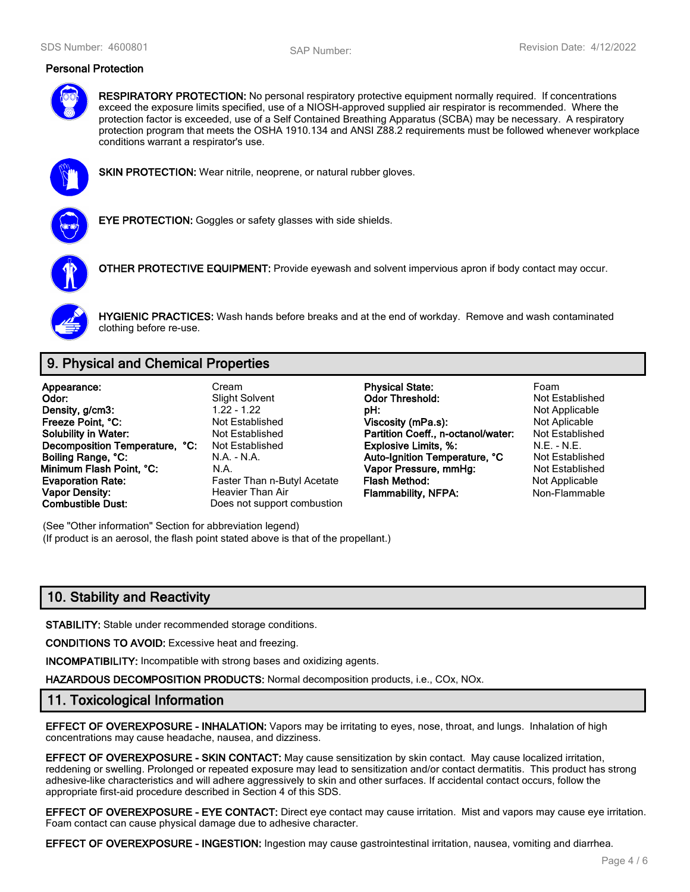### Personal Protection

**RESPIRATORY PROTECTION:** No personal respiratory protective equipment normally required. If concentrations exceed the exposure limits specified, use of a NIOSH-approved supplied air respirator is recommended. Where the protection factor is exceeded, use of a Self Contained Breathing Apparatus (SCBA) may be necessary. A respiratory protection program that meets the OSHA 1910.134 and ANSI Z88.2 requirements must be followed whenever workplace conditions warrant a respirator's use.

**SKIN PROTECTION:** Wear nitrile, neoprene, or natural rubber gloves.

**EYE PROTECTION:** Goggles or safety glasses with side shields.

**OTHER PROTECTIVE EQUIPMENT:** Provide eyewash and solvent impervious apron if body contact may occur.

**HYGIENIC PRACTICES:** Wash hands before breaks and at the end of workday. Remove and wash contaminated clothing before re-use.

## 9. Physical and Chemical Properties

| | | | |
|---|---|---|---|
| **Appearance:** | Cream | **Physical State:** | Foam |
| **Odor:** | Slight Solvent | **Odor Threshold:** | Not Established |
| **Density, g/cm3:** | 1.22 - 1.22 | **pH:** | Not Applicable |
| **Freeze Point, °C:** | Not Established | **Viscosity (mPa.s):** | Not Aplicable |
| **Solubility in Water:** | Not Established | **Partition Coeff., n-octanol/water:** | Not Established |
| **Decomposition Temperature, °C:** | Not Established | **Explosive Limits, %:** | N.E. - N.E. |
| **Boiling Range, °C:** | N.A. - N.A. | **Auto-Ignition Temperature, °C** | Not Established |
| **Minimum Flash Point, °C:** | N.A. | **Vapor Pressure, mmHg:** | Not Established |
| **Evaporation Rate:** | Faster Than n-Butyl Acetate | **Flash Method:** | Not Applicable |
| **Vapor Density:** | Heavier Than Air | **Flammability, NFPA:** | Non-Flammable |
| **Combustible Dust:** | Does not support combustion | | |

(See "Other information" Section for abbreviation legend)
(If product is an aerosol, the flash point stated above is that of the propellant.)

## 10. Stability and Reactivity

**STABILITY:** Stable under recommended storage conditions.

**CONDITIONS TO AVOID:** Excessive heat and freezing.

**INCOMPATIBILITY:** Incompatible with strong bases and oxidizing agents.

**HAZARDOUS DECOMPOSITION PRODUCTS:** Normal decomposition products, i.e., COx, NOx.

## 11. Toxicological Information

**EFFECT OF OVEREXPOSURE - INHALATION:** Vapors may be irritating to eyes, nose, throat, and lungs. Inhalation of high concentrations may cause headache, nausea, and dizziness.

**EFFECT OF OVEREXPOSURE - SKIN CONTACT:** May cause sensitization by skin contact. May cause localized irritation, reddening or swelling. Prolonged or repeated exposure may lead to sensitization and/or contact dermatitis. This product has strong adhesive-like characteristics and will adhere aggressively to skin and other surfaces. If accidental contact occurs, follow the appropriate first-aid procedure described in Section 4 of this SDS.

**EFFECT OF OVEREXPOSURE - EYE CONTACT:** Direct eye contact may cause irritation. Mist and vapors may cause eye irritation. Foam contact can cause physical damage due to adhesive character.

**EFFECT OF OVEREXPOSURE - INGESTION:** Ingestion may cause gastrointestinal irritation, nausea, vomiting and diarrhea.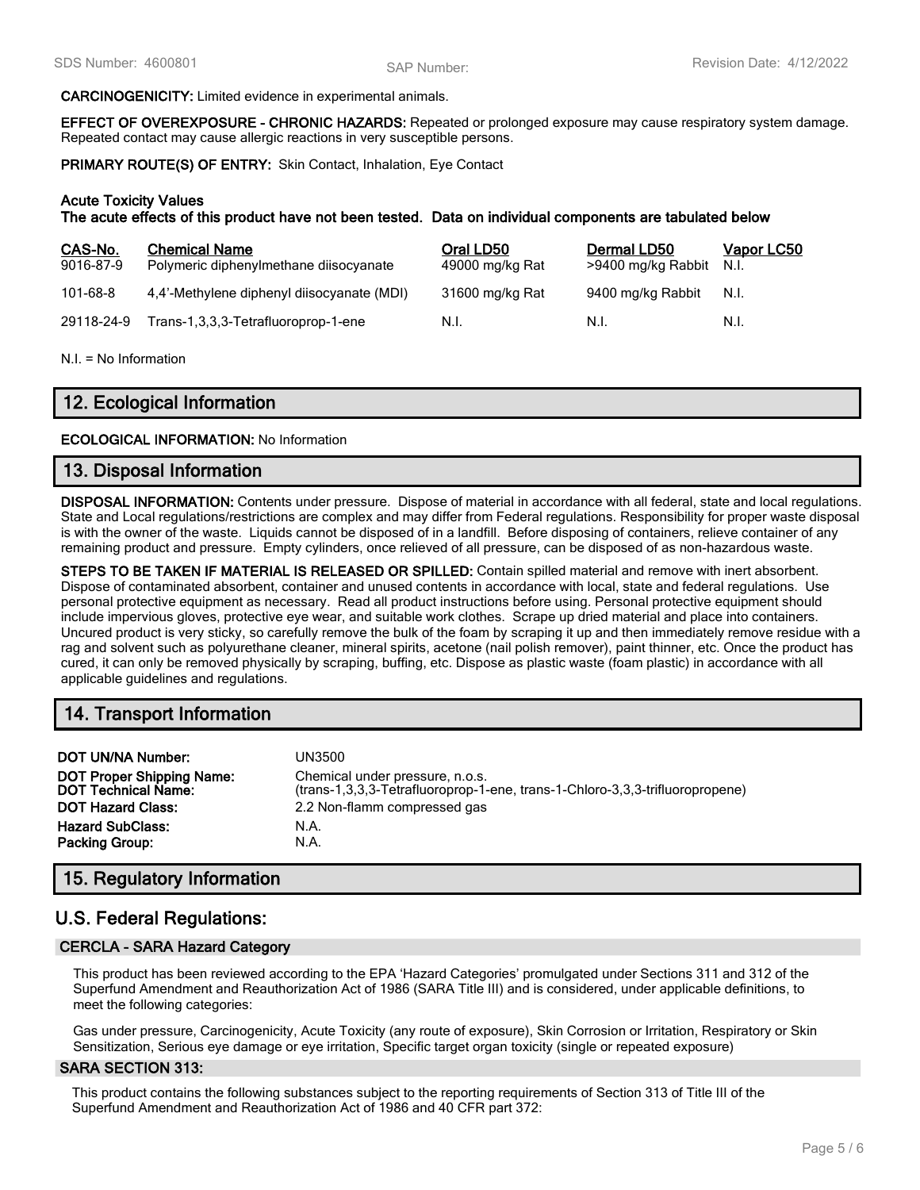**CARCINOGENICITY:** Limited evidence in experimental animals.

**EFFECT OF OVEREXPOSURE - CHRONIC HAZARDS:** Repeated or prolonged exposure may cause respiratory system damage. Repeated contact may cause allergic reactions in very susceptible persons.

**PRIMARY ROUTE(S) OF ENTRY:** Skin Contact, Inhalation, Eye Contact

**Acute Toxicity Values**
**The acute effects of this product have not been tested. Data on individual components are tabulated below**

| CAS-No. | Chemical Name | Oral LD50 | Dermal LD50 | Vapor LC50 |
|---|---|---|---|---|
| 9016-87-9 | Polymeric diphenylmethane diisocyanate | 49000 mg/kg Rat | >9400 mg/kg Rabbit | N.I. |
| 101-68-8 | 4,4'-Methylene diphenyl diisocyanate (MDI) | 31600 mg/kg Rat | 9400 mg/kg Rabbit | N.I. |
| 29118-24-9 | Trans-1,3,3,3-Tetrafluoroprop-1-ene | N.I. | N.I. | N.I. |

N.I. = No Information

## 12. Ecological Information

**ECOLOGICAL INFORMATION:** No Information

## 13. Disposal Information

**DISPOSAL INFORMATION:** Contents under pressure. Dispose of material in accordance with all federal, state and local regulations. State and Local regulations/restrictions are complex and may differ from Federal regulations. Responsibility for proper waste disposal is with the owner of the waste. Liquids cannot be disposed of in a landfill. Before disposing of containers, relieve container of any remaining product and pressure. Empty cylinders, once relieved of all pressure, can be disposed of as non-hazardous waste.

**STEPS TO BE TAKEN IF MATERIAL IS RELEASED OR SPILLED:** Contain spilled material and remove with inert absorbent. Dispose of contaminated absorbent, container and unused contents in accordance with local, state and federal regulations. Use personal protective equipment as necessary. Read all product instructions before using. Personal protective equipment should include impervious gloves, protective eye wear, and suitable work clothes. Scrape up dried material and place into containers. Uncured product is very sticky, so carefully remove the bulk of the foam by scraping it up and then immediately remove residue with a rag and solvent such as polyurethane cleaner, mineral spirits, acetone (nail polish remover), paint thinner, etc. Once the product has cured, it can only be removed physically by scraping, buffing, etc. Dispose as plastic waste (foam plastic) in accordance with all applicable guidelines and regulations.

## 14. Transport Information

| | |
|---|---|
| **DOT UN/NA Number:** | UN3500 |
| **DOT Proper Shipping Name:** | Chemical under pressure, n.o.s. |
| **DOT Technical Name:** | (trans-1,3,3,3-Tetrafluoroprop-1-ene, trans-1-Chloro-3,3,3-trifluoropropene) |
| **DOT Hazard Class:** | 2.2 Non-flamm compressed gas |
| **Hazard SubClass:** | N.A. |
| **Packing Group:** | N.A. |

## 15. Regulatory Information

## U.S. Federal Regulations:

### CERCLA - SARA Hazard Category

This product has been reviewed according to the EPA 'Hazard Categories' promulgated under Sections 311 and 312 of the Superfund Amendment and Reauthorization Act of 1986 (SARA Title III) and is considered, under applicable definitions, to meet the following categories:

Gas under pressure, Carcinogenicity, Acute Toxicity (any route of exposure), Skin Corrosion or Irritation, Respiratory or Skin Sensitization, Serious eye damage or eye irritation, Specific target organ toxicity (single or repeated exposure)

### SARA SECTION 313:

This product contains the following substances subject to the reporting requirements of Section 313 of Title III of the Superfund Amendment and Reauthorization Act of 1986 and 40 CFR part 372: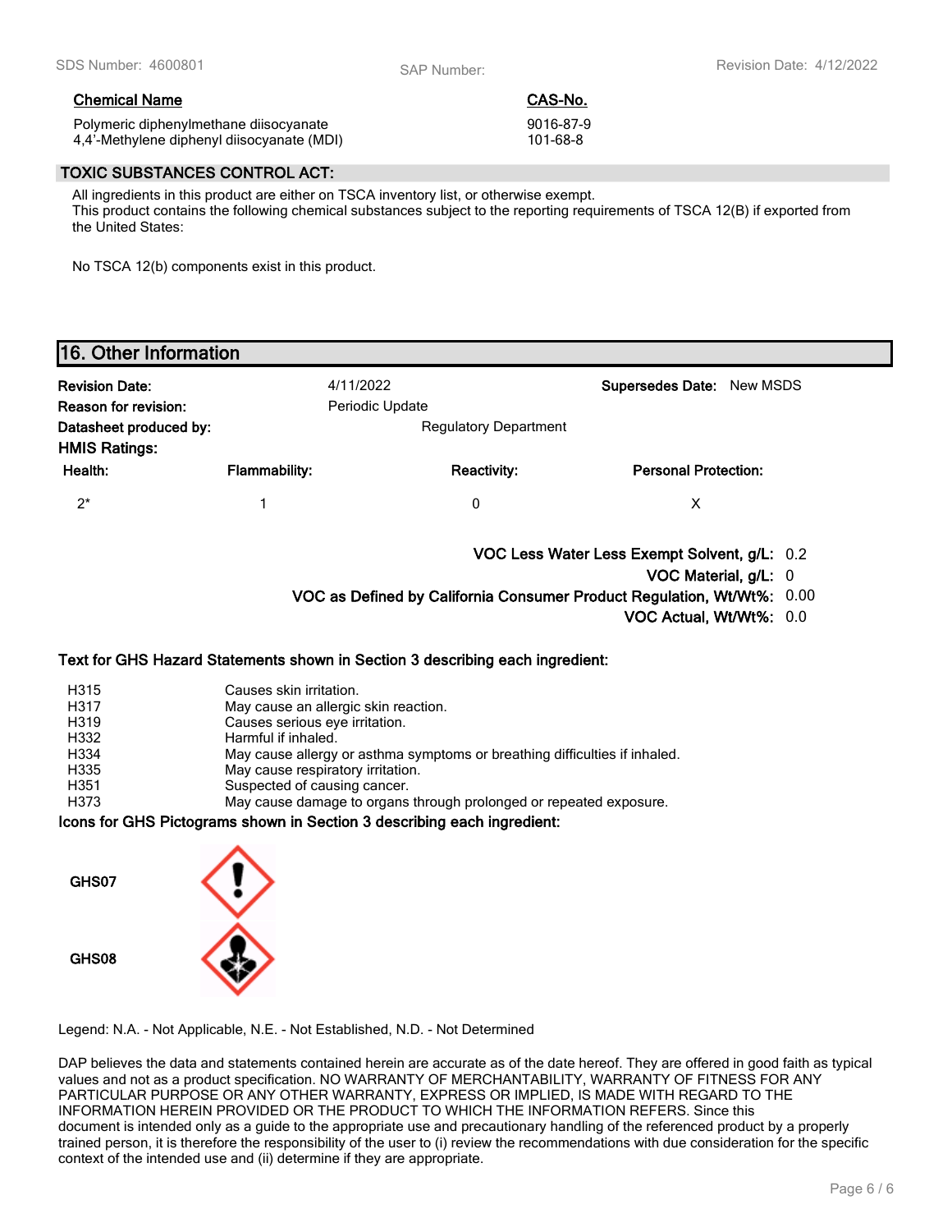| Chemical Name | CAS-No. |
| --- | --- |
| Polymeric diphenylmethane diisocyanate | 9016-87-9 |
| 4,4'-Methylene diphenyl diisocyanate (MDI) | 101-68-8 |

### TOXIC SUBSTANCES CONTROL ACT:

All ingredients in this product are either on TSCA inventory list, or otherwise exempt.
This product contains the following chemical substances subject to the reporting requirements of TSCA 12(B) if exported from the United States:

No TSCA 12(b) components exist in this product.

## 16. Other Information

**Revision Date:** 4/11/2022 **Supersedes Date:** New MSDS

**Reason for revision:** Periodic Update

**Datasheet produced by:** Regulatory Department

**HMIS Ratings:**

| Health: | Flammability: | Reactivity: | Personal Protection: |
| --- | --- | --- | --- |
| 2* | 1 | 0 | X |

**VOC Less Water Less Exempt Solvent, g/L:** 0.2
**VOC Material, g/L:** 0
**VOC as Defined by California Consumer Product Regulation, Wt/Wt%:** 0.00
**VOC Actual, Wt/Wt%:** 0.0

**Text for GHS Hazard Statements shown in Section 3 describing each ingredient:**

| | |
| --- | --- |
| H315 | Causes skin irritation. |
| H317 | May cause an allergic skin reaction. |
| H319 | Causes serious eye irritation. |
| H332 | Harmful if inhaled. |
| H334 | May cause allergy or asthma symptoms or breathing difficulties if inhaled. |
| H335 | May cause respiratory irritation. |
| H351 | Suspected of causing cancer. |
| H373 | May cause damage to organs through prolonged or repeated exposure. |

**Icons for GHS Pictograms shown in Section 3 describing each ingredient:**

GHS07

GHS08

Legend: N.A. - Not Applicable, N.E. - Not Established, N.D. - Not Determined

DAP believes the data and statements contained herein are accurate as of the date hereof. They are offered in good faith as typical values and not as a product specification. NO WARRANTY OF MERCHANTABILITY, WARRANTY OF FITNESS FOR ANY PARTICULAR PURPOSE OR ANY OTHER WARRANTY, EXPRESS OR IMPLIED, IS MADE WITH REGARD TO THE INFORMATION HEREIN PROVIDED OR THE PRODUCT TO WHICH THE INFORMATION REFERS. Since this document is intended only as a guide to the appropriate use and precautionary handling of the referenced product by a properly trained person, it is therefore the responsibility of the user to (i) review the recommendations with due consideration for the specific context of the intended use and (ii) determine if they are appropriate.